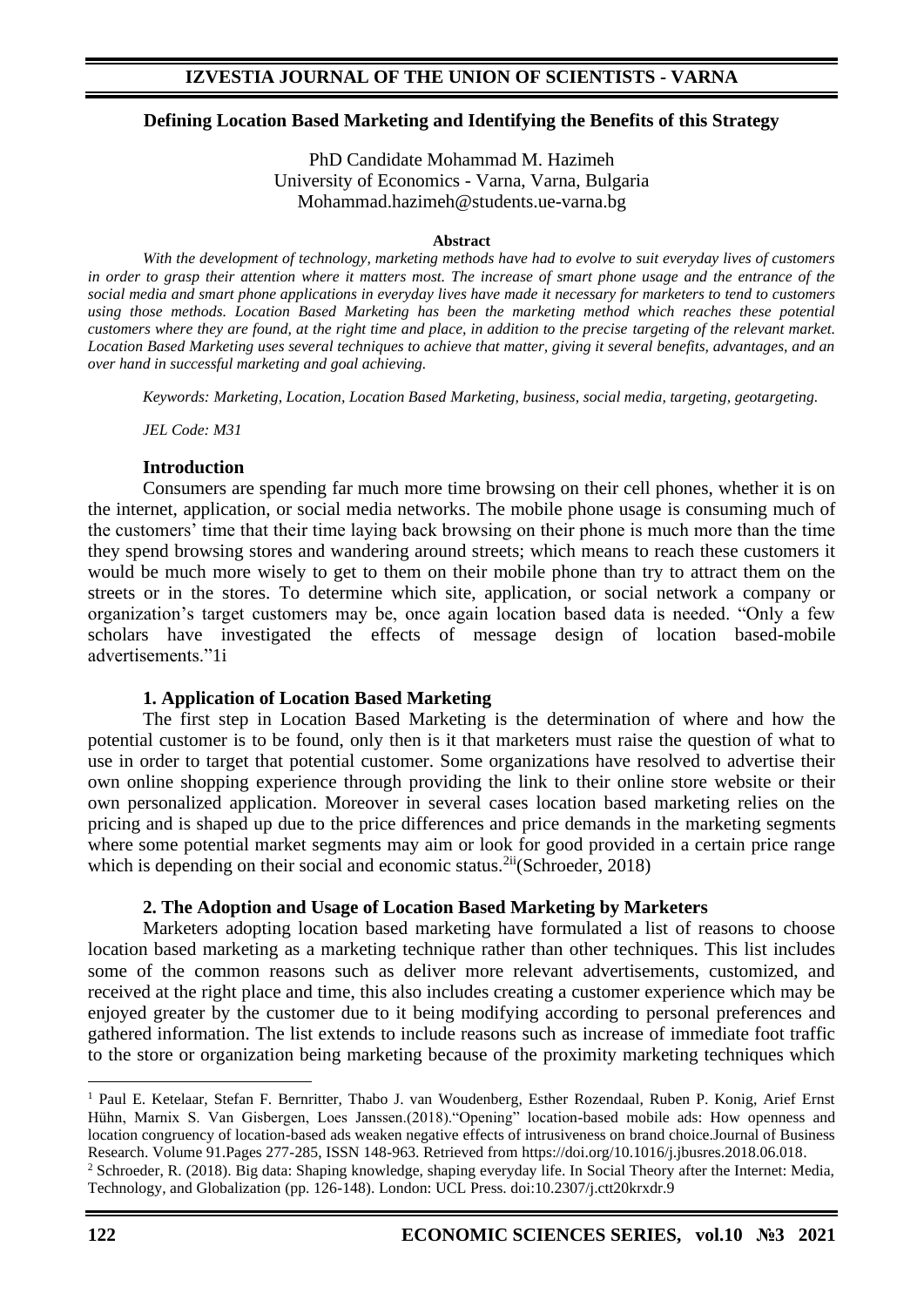# Defining Location Based Marketing and Identifying the Benefits of this Strategy

PhD Candidate Mohammad M. Hazimeh
University of Economics - Varna, Varna, Bulgaria
Mohammad.hazimeh@students.ue-varna.bg

**Abstract**

*With the development of technology, marketing methods have had to evolve to suit everyday lives of customers in order to grasp their attention where it matters most. The increase of smart phone usage and the entrance of the social media and smart phone applications in everyday lives have made it necessary for marketers to tend to customers using those methods. Location Based Marketing has been the marketing method which reaches these potential customers where they are found, at the right time and place, in addition to the precise targeting of the relevant market. Location Based Marketing uses several techniques to achieve that matter, giving it several benefits, advantages, and an over hand in successful marketing and goal achieving.*

*Keywords: Marketing, Location, Location Based Marketing, business, social media, targeting, geotargeting.*

*JEL Code: M31*

## Introduction

Consumers are spending far much more time browsing on their cell phones, whether it is on the internet, application, or social media networks. The mobile phone usage is consuming much of the customers' time that their time laying back browsing on their phone is much more than the time they spend browsing stores and wandering around streets; which means to reach these customers it would be much more wisely to get to them on their mobile phone than try to attract them on the streets or in the stores. To determine which site, application, or social network a company or organization's target customers may be, once again location based data is needed. "Only a few scholars have investigated the effects of message design of location based-mobile advertisements."1i

## 1. Application of Location Based Marketing

The first step in Location Based Marketing is the determination of where and how the potential customer is to be found, only then is it that marketers must raise the question of what to use in order to target that potential customer. Some organizations have resolved to advertise their own online shopping experience through providing the link to their online store website or their own personalized application. Moreover in several cases location based marketing relies on the pricing and is shaped up due to the price differences and price demands in the marketing segments where some potential market segments may aim or look for good provided in a certain price range which is depending on their social and economic status.[2ii](Schroeder, 2018)

## 2. The Adoption and Usage of Location Based Marketing by Marketers

Marketers adopting location based marketing have formulated a list of reasons to choose location based marketing as a marketing technique rather than other techniques. This list includes some of the common reasons such as deliver more relevant advertisements, customized, and received at the right place and time, this also includes creating a customer experience which may be enjoyed greater by the customer due to it being modifying according to personal preferences and gathered information. The list extends to include reasons such as increase of immediate foot traffic to the store or organization being marketing because of the proximity marketing techniques which

---

[1] Paul E. Ketelaar, Stefan F. Bernritter, Thabo J. van Woudenberg, Esther Rozendaal, Ruben P. Konig, Arief Ernst Hühn, Marnix S. Van Gisbergen, Loes Janssen.(2018)."Opening" location-based mobile ads: How openness and location congruency of location-based ads weaken negative effects of intrusiveness on brand choice.Journal of Business Research. Volume 91.Pages 277-285, ISSN 148-963. Retrieved from https://doi.org/10.1016/j.jbusres.2018.06.018.

[2] Schroeder, R. (2018). Big data: Shaping knowledge, shaping everyday life. In Social Theory after the Internet: Media, Technology, and Globalization (pp. 126-148). London: UCL Press. doi:10.2307/j.ctt20krxdr.9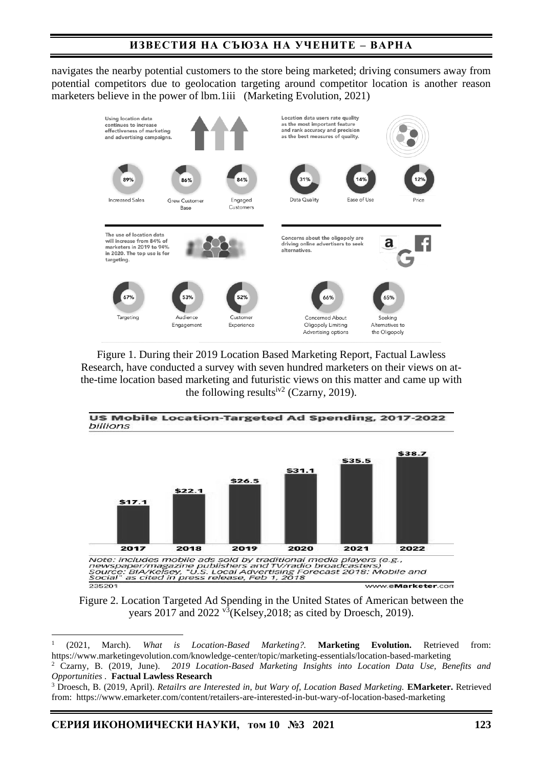navigates the nearby potential customers to the store being marketed; driving consumers away from potential competitors due to geolocation targeting around competitor location is another reason marketers believe in the power of lbm.1iii (Marketing Evolution, 2021)

Figure 1. During their 2019 Location Based Marketing Report, Factual Lawless Research, have conducted a survey with seven hundred marketers on their views on at-the-time location based marketing and futuristic views on this matter and came up with the following results[iv2] (Czarny, 2019).

Figure 2. Location Targeted Ad Spending in the United States of American between the years 2017 and 2022 [v3](Kelsey,2018; as cited by Droesch, 2019).

---

[1] (2021, March). *What is Location-Based Marketing?.* **Marketing Evolution.** Retrieved from: https://www.marketingevolution.com/knowledge-center/topic/marketing-essentials/location-based-marketing

[2] Czarny, B. (2019, June). *2019 Location-Based Marketing Insights into Location Data Use, Benefits and Opportunities* . **Factual Lawless Research**

[3] Droesch, B. (2019, April). *Retailrs are Interested in, but Wary of, Location Based Marketing.* **EMarketer.** Retrieved from: https://www.emarketer.com/content/retailers-are-interested-in-but-wary-of-location-based-marketing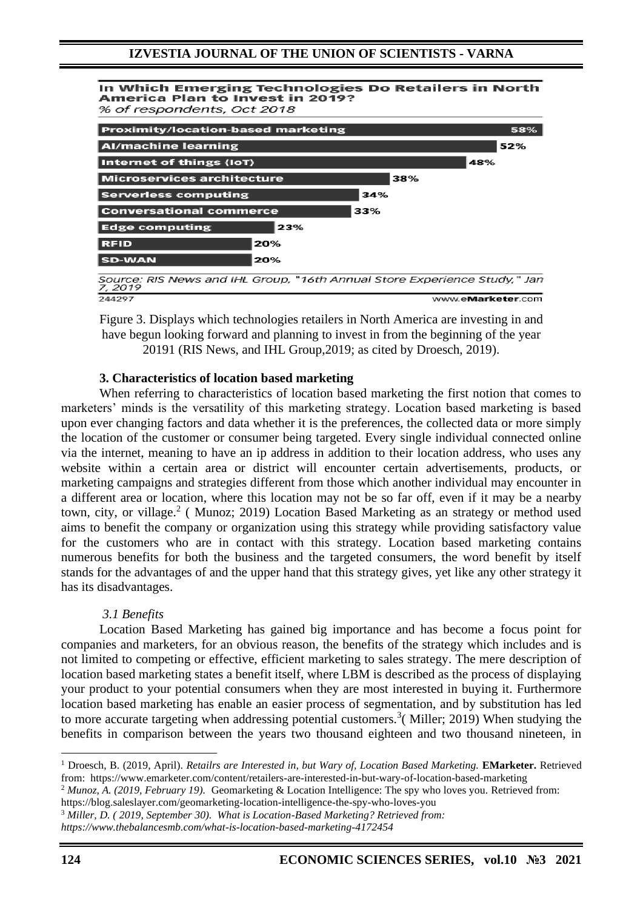**In Which Emerging Technologies Do Retailers in North America Plan to Invest in 2019?**
*% of respondents, Oct 2018*

| Technology | % of respondents |
|---|---|
| Proximity/location-based marketing | 58% |
| AI/machine learning | 52% |
| Internet of things (IoT) | 48% |
| Microservices architecture | 38% |
| Serverless computing | 34% |
| Conversational commerce | 33% |
| Edge computing | 23% |
| RFID | 20% |
| SD-WAN | 20% |

*Source: RIS News and IHL Group, "16th Annual Store Experience Study," Jan 7, 2019*

244297 www.eMarketer.com

Figure 3. Displays which technologies retailers in North America are investing in and have begun looking forward and planning to invest in from the beginning of the year 20191 (RIS News, and IHL Group,2019; as cited by Droesch, 2019).

### 3. Characteristics of location based marketing

When referring to characteristics of location based marketing the first notion that comes to marketers' minds is the versatility of this marketing strategy. Location based marketing is based upon ever changing factors and data whether it is the preferences, the collected data or more simply the location of the customer or consumer being targeted. Every single individual connected online via the internet, meaning to have an ip address in addition to their location address, who uses any website within a certain area or district will encounter certain advertisements, products, or marketing campaigns and strategies different from those which another individual may encounter in a different area or location, where this location may not be so far off, even if it may be a nearby town, city, or village.[2] ( Munoz; 2019) Location Based Marketing as an strategy or method used aims to benefit the company or organization using this strategy while providing satisfactory value for the customers who are in contact with this strategy. Location based marketing contains numerous benefits for both the business and the targeted consumers, the word benefit by itself stands for the advantages of and the upper hand that this strategy gives, yet like any other strategy it has its disadvantages.

#### *3.1 Benefits*

Location Based Marketing has gained big importance and has become a focus point for companies and marketers, for an obvious reason, the benefits of the strategy which includes and is not limited to competing or effective, efficient marketing to sales strategy. The mere description of location based marketing states a benefit itself, where LBM is described as the process of displaying your product to your potential consumers when they are most interested in buying it. Furthermore location based marketing has enable an easier process of segmentation, and by substitution has led to more accurate targeting when addressing potential customers.[3]( Miller; 2019) When studying the benefits in comparison between the years two thousand eighteen and two thousand nineteen, in

---

[1] Droesch, B. (2019, April). *Retailrs are Interested in, but Wary of, Location Based Marketing.* **EMarketer.** Retrieved from: https://www.emarketer.com/content/retailers-are-interested-in-but-wary-of-location-based-marketing

[2] *Munoz, A. (2019, February 19).* Geomarketing & Location Intelligence: The spy who loves you. Retrieved from: https://blog.saleslayer.com/geomarketing-location-intelligence-the-spy-who-loves-you

[3] *Miller, D. ( 2019, September 30). What is Location-Based Marketing? Retrieved from: https://www.thebalancesmb.com/what-is-location-based-marketing-4172454*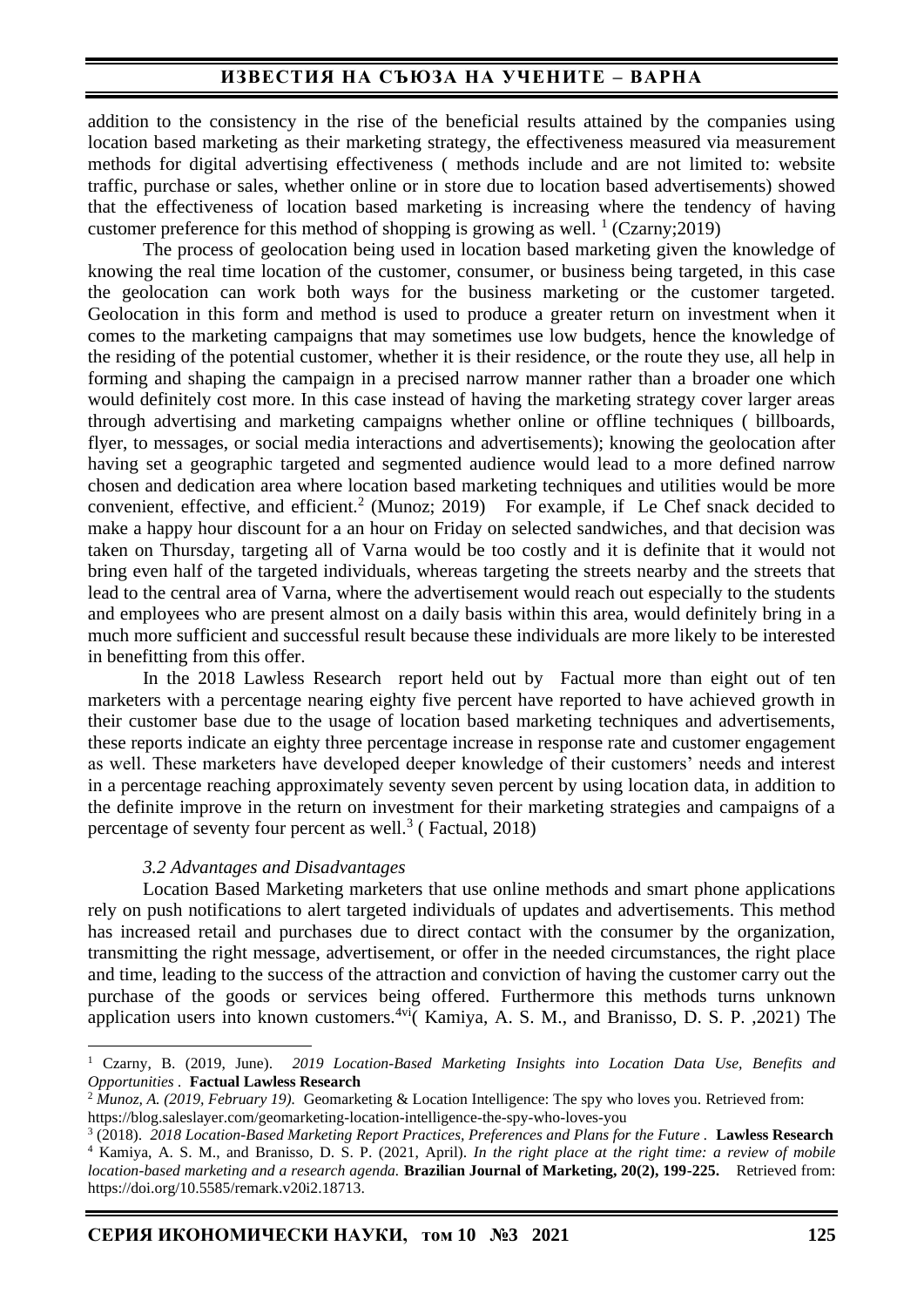addition to the consistency in the rise of the beneficial results attained by the companies using location based marketing as their marketing strategy, the effectiveness measured via measurement methods for digital advertising effectiveness ( methods include and are not limited to: website traffic, purchase or sales, whether online or in store due to location based advertisements) showed that the effectiveness of location based marketing is increasing where the tendency of having customer preference for this method of shopping is growing as well. [1] (Czarny;2019)

The process of geolocation being used in location based marketing given the knowledge of knowing the real time location of the customer, consumer, or business being targeted, in this case the geolocation can work both ways for the business marketing or the customer targeted. Geolocation in this form and method is used to produce a greater return on investment when it comes to the marketing campaigns that may sometimes use low budgets, hence the knowledge of the residing of the potential customer, whether it is their residence, or the route they use, all help in forming and shaping the campaign in a precised narrow manner rather than a broader one which would definitely cost more. In this case instead of having the marketing strategy cover larger areas through advertising and marketing campaigns whether online or offline techniques ( billboards, flyer, to messages, or social media interactions and advertisements); knowing the geolocation after having set a geographic targeted and segmented audience would lead to a more defined narrow chosen and dedication area where location based marketing techniques and utilities would be more convenient, effective, and efficient.[2] (Munoz; 2019) For example, if Le Chef snack decided to make a happy hour discount for a an hour on Friday on selected sandwiches, and that decision was taken on Thursday, targeting all of Varna would be too costly and it is definite that it would not bring even half of the targeted individuals, whereas targeting the streets nearby and the streets that lead to the central area of Varna, where the advertisement would reach out especially to the students and employees who are present almost on a daily basis within this area, would definitely bring in a much more sufficient and successful result because these individuals are more likely to be interested in benefitting from this offer.

In the 2018 Lawless Research report held out by Factual more than eight out of ten marketers with a percentage nearing eighty five percent have reported to have achieved growth in their customer base due to the usage of location based marketing techniques and advertisements, these reports indicate an eighty three percentage increase in response rate and customer engagement as well. These marketers have developed deeper knowledge of their customers' needs and interest in a percentage reaching approximately seventy seven percent by using location data, in addition to the definite improve in the return on investment for their marketing strategies and campaigns of a percentage of seventy four percent as well.[3] ( Factual, 2018)

### *3.2 Advantages and Disadvantages*

Location Based Marketing marketers that use online methods and smart phone applications rely on push notifications to alert targeted individuals of updates and advertisements. This method has increased retail and purchases due to direct contact with the consumer by the organization, transmitting the right message, advertisement, or offer in the needed circumstances, the right place and time, leading to the success of the attraction and conviction of having the customer carry out the purchase of the goods or services being offered. Furthermore this methods turns unknown application users into known customers.[4vi]( Kamiya, A. S. M., and Branisso, D. S. P. ,2021) The

---

[1] Czarny, B. (2019, June). *2019 Location-Based Marketing Insights into Location Data Use, Benefits and Opportunities* . **Factual Lawless Research**

[2] *Munoz, A. (2019, February 19).* Geomarketing & Location Intelligence: The spy who loves you. Retrieved from: https://blog.saleslayer.com/geomarketing-location-intelligence-the-spy-who-loves-you

[3] (2018). *2018 Location-Based Marketing Report Practices, Preferences and Plans for the Future* . **Lawless Research**

[4] Kamiya, A. S. M., and Branisso, D. S. P. (2021, April). *In the right place at the right time: a review of mobile location-based marketing and a research agenda.* **Brazilian Journal of Marketing, 20(2), 199-225.** Retrieved from: https://doi.org/10.5585/remark.v20i2.18713.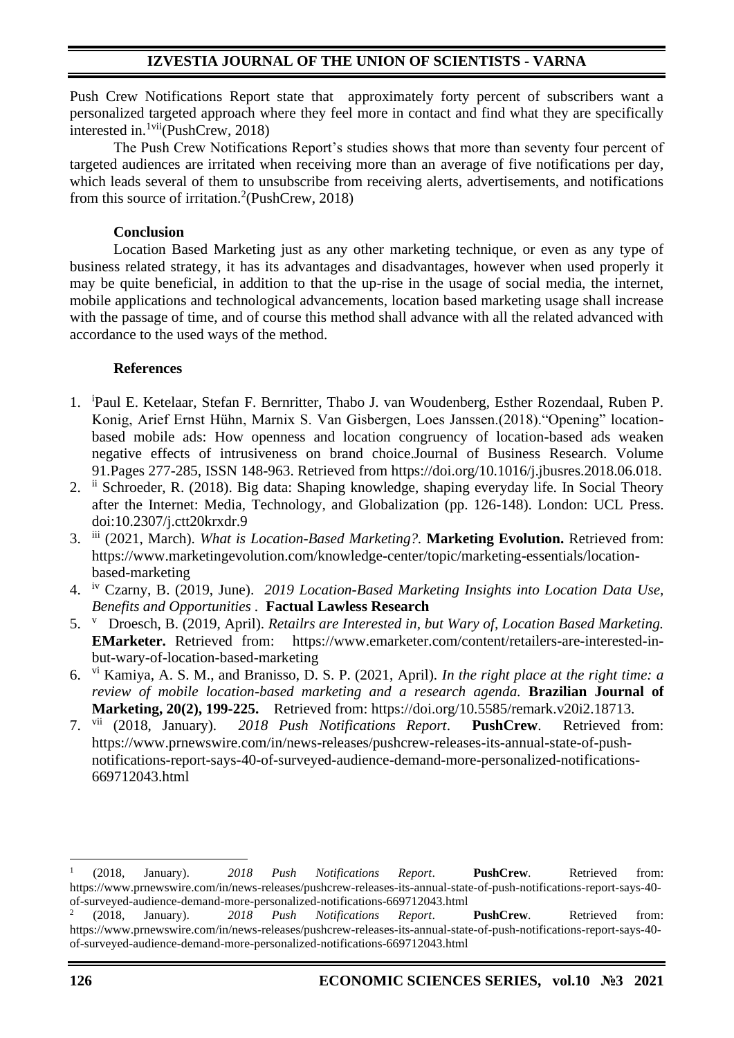Push Crew Notifications Report state that approximately forty percent of subscribers want a personalized targeted approach where they feel more in contact and find what they are specifically interested in.[1][vii](PushCrew, 2018)

The Push Crew Notifications Report's studies shows that more than seventy four percent of targeted audiences are irritated when receiving more than an average of five notifications per day, which leads several of them to unsubscribe from receiving alerts, advertisements, and notifications from this source of irritation.[2](PushCrew, 2018)

**Conclusion**

Location Based Marketing just as any other marketing technique, or even as any type of business related strategy, it has its advantages and disadvantages, however when used properly it may be quite beneficial, in addition to that the up-rise in the usage of social media, the internet, mobile applications and technological advancements, location based marketing usage shall increase with the passage of time, and of course this method shall advance with all the related advanced with accordance to the used ways of the method.

**References**

1. [i]Paul E. Ketelaar, Stefan F. Bernritter, Thabo J. van Woudenberg, Esther Rozendaal, Ruben P. Konig, Arief Ernst Hühn, Marnix S. Van Gisbergen, Loes Janssen.(2018)."Opening" location-based mobile ads: How openness and location congruency of location-based ads weaken negative effects of intrusiveness on brand choice.Journal of Business Research. Volume 91.Pages 277-285, ISSN 148-963. Retrieved from https://doi.org/10.1016/j.jbusres.2018.06.018.
2. [ii] Schroeder, R. (2018). Big data: Shaping knowledge, shaping everyday life. In Social Theory after the Internet: Media, Technology, and Globalization (pp. 126-148). London: UCL Press. doi:10.2307/j.ctt20krxdr.9
3. [iii] (2021, March). *What is Location-Based Marketing?.* **Marketing Evolution.** Retrieved from: https://www.marketingevolution.com/knowledge-center/topic/marketing-essentials/location-based-marketing
4. [iv] Czarny, B. (2019, June). *2019 Location-Based Marketing Insights into Location Data Use, Benefits and Opportunities .* **Factual Lawless Research**
5. [v] Droesch, B. (2019, April). *Retailrs are Interested in, but Wary of, Location Based Marketing.* **EMarketer.** Retrieved from: https://www.emarketer.com/content/retailers-are-interested-in-but-wary-of-location-based-marketing
6. [vi] Kamiya, A. S. M., and Branisso, D. S. P. (2021, April). *In the right place at the right time: a review of mobile location-based marketing and a research agenda.* **Brazilian Journal of Marketing, 20(2), 199-225.** Retrieved from: https://doi.org/10.5585/remark.v20i2.18713.
7. [vii] (2018, January). *2018 Push Notifications Report*. **PushCrew**. Retrieved from: https://www.prnewswire.com/in/news-releases/pushcrew-releases-its-annual-state-of-push-notifications-report-says-40-of-surveyed-audience-demand-more-personalized-notifications-669712043.html

---

[1] (2018, January). *2018 Push Notifications Report*. **PushCrew**. Retrieved from: https://www.prnewswire.com/in/news-releases/pushcrew-releases-its-annual-state-of-push-notifications-report-says-40-of-surveyed-audience-demand-more-personalized-notifications-669712043.html

[2] (2018, January). *2018 Push Notifications Report*. **PushCrew**. Retrieved from: https://www.prnewswire.com/in/news-releases/pushcrew-releases-its-annual-state-of-push-notifications-report-says-40-of-surveyed-audience-demand-more-personalized-notifications-669712043.html